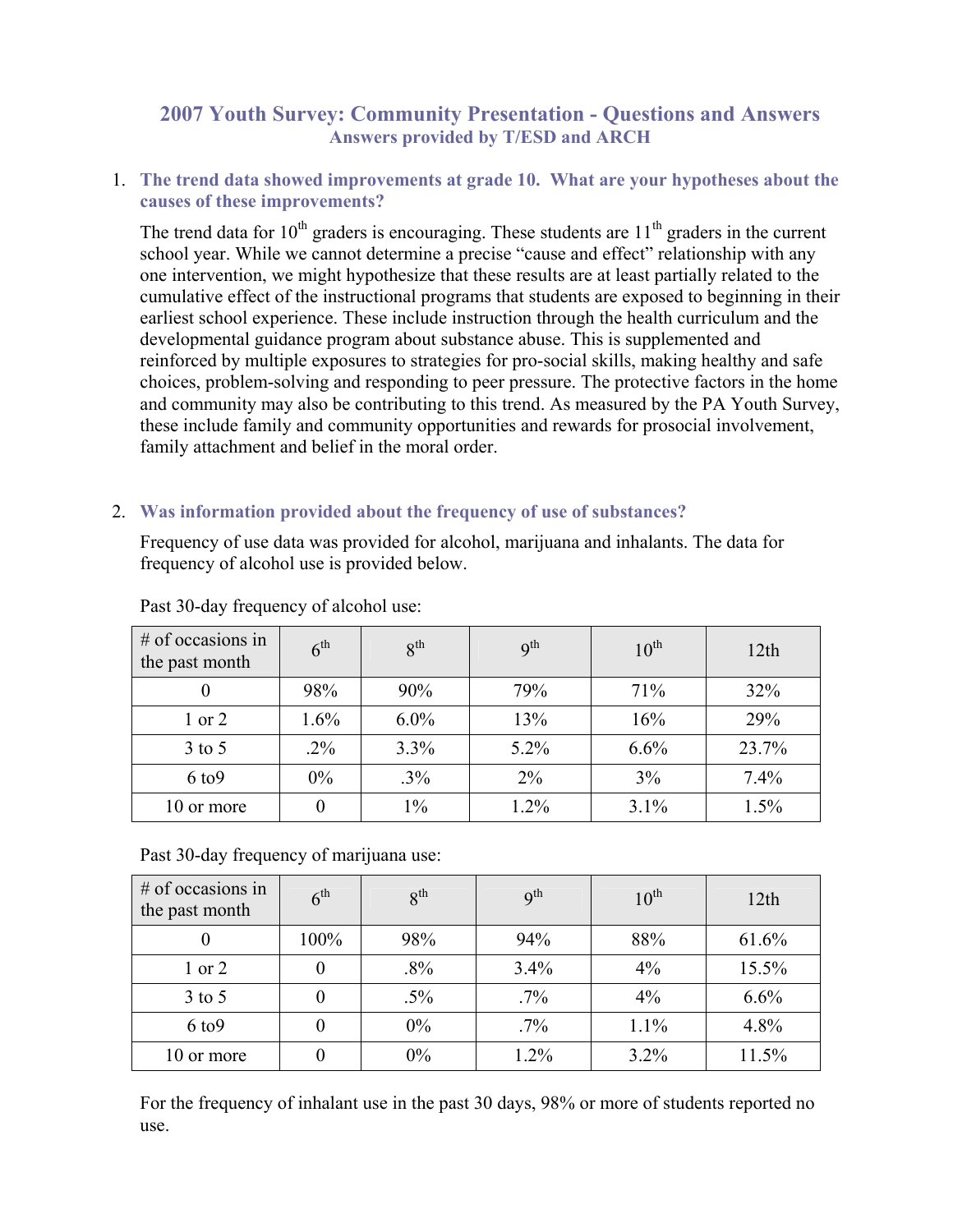# 2007 Youth Survey: Community Presentation - Questions and Answers

## Answers provided by T/ESD and ARCH

1. **The trend data showed improvements at grade 10. What are your hypotheses about the causes of these improvements?**

   The trend data for 10th graders is encouraging. These students are 11th graders in the current school year. While we cannot determine a precise "cause and effect" relationship with any one intervention, we might hypothesize that these results are at least partially related to the cumulative effect of the instructional programs that students are exposed to beginning in their earliest school experience. These include instruction through the health curriculum and the developmental guidance program about substance abuse. This is supplemented and reinforced by multiple exposures to strategies for pro-social skills, making healthy and safe choices, problem-solving and responding to peer pressure. The protective factors in the home and community may also be contributing to this trend. As measured by the PA Youth Survey, these include family and community opportunities and rewards for prosocial involvement, family attachment and belief in the moral order.

2. **Was information provided about the frequency of use of substances?**

   Frequency of use data was provided for alcohol, marijuana and inhalants. The data for frequency of alcohol use is provided below.

   Past 30-day frequency of alcohol use:

| # of occasions in the past month | 6th | 8th | 9th | 10th | 12th |
|---|---|---|---|---|---|
| 0 | 98% | 90% | 79% | 71% | 32% |
| 1 or 2 | 1.6% | 6.0% | 13% | 16% | 29% |
| 3 to 5 | .2% | 3.3% | 5.2% | 6.6% | 23.7% |
| 6 to9 | 0% | .3% | 2% | 3% | 7.4% |
| 10 or more | 0 | 1% | 1.2% | 3.1% | 1.5% |

   Past 30-day frequency of marijuana use:

| # of occasions in the past month | 6th | 8th | 9th | 10th | 12th |
|---|---|---|---|---|---|
| 0 | 100% | 98% | 94% | 88% | 61.6% |
| 1 or 2 | 0 | .8% | 3.4% | 4% | 15.5% |
| 3 to 5 | 0 | .5% | .7% | 4% | 6.6% |
| 6 to9 | 0 | 0% | .7% | 1.1% | 4.8% |
| 10 or more | 0 | 0% | 1.2% | 3.2% | 11.5% |

   For the frequency of inhalant use in the past 30 days, 98% or more of students reported no use.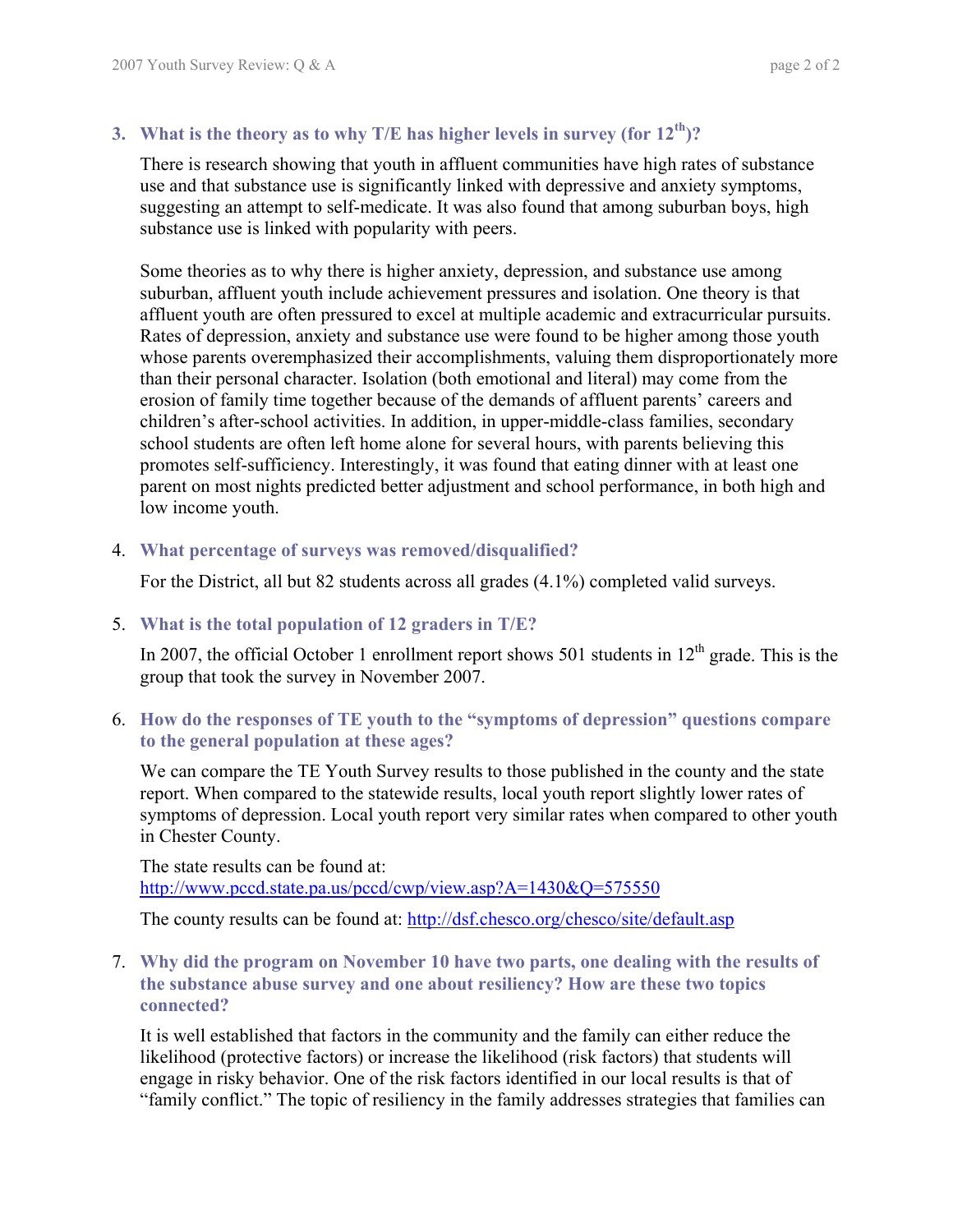3. **What is the theory as to why T/E has higher levels in survey (for 12th)?**

   There is research showing that youth in affluent communities have high rates of substance use and that substance use is significantly linked with depressive and anxiety symptoms, suggesting an attempt to self-medicate. It was also found that among suburban boys, high substance use is linked with popularity with peers.

   Some theories as to why there is higher anxiety, depression, and substance use among suburban, affluent youth include achievement pressures and isolation. One theory is that affluent youth are often pressured to excel at multiple academic and extracurricular pursuits. Rates of depression, anxiety and substance use were found to be higher among those youth whose parents overemphasized their accomplishments, valuing them disproportionately more than their personal character. Isolation (both emotional and literal) may come from the erosion of family time together because of the demands of affluent parents' careers and children's after-school activities. In addition, in upper-middle-class families, secondary school students are often left home alone for several hours, with parents believing this promotes self-sufficiency. Interestingly, it was found that eating dinner with at least one parent on most nights predicted better adjustment and school performance, in both high and low income youth.

4. **What percentage of surveys was removed/disqualified?**

   For the District, all but 82 students across all grades (4.1%) completed valid surveys.

5. **What is the total population of 12 graders in T/E?**

   In 2007, the official October 1 enrollment report shows 501 students in 12th grade. This is the group that took the survey in November 2007.

6. **How do the responses of TE youth to the "symptoms of depression" questions compare to the general population at these ages?**

   We can compare the TE Youth Survey results to those published in the county and the state report. When compared to the statewide results, local youth report slightly lower rates of symptoms of depression. Local youth report very similar rates when compared to other youth in Chester County.

   The state results can be found at: http://www.pccd.state.pa.us/pccd/cwp/view.asp?A=1430&Q=575550

   The county results can be found at: http://dsf.chesco.org/chesco/site/default.asp

7. **Why did the program on November 10 have two parts, one dealing with the results of the substance abuse survey and one about resiliency? How are these two topics connected?**

   It is well established that factors in the community and the family can either reduce the likelihood (protective factors) or increase the likelihood (risk factors) that students will engage in risky behavior. One of the risk factors identified in our local results is that of "family conflict." The topic of resiliency in the family addresses strategies that families can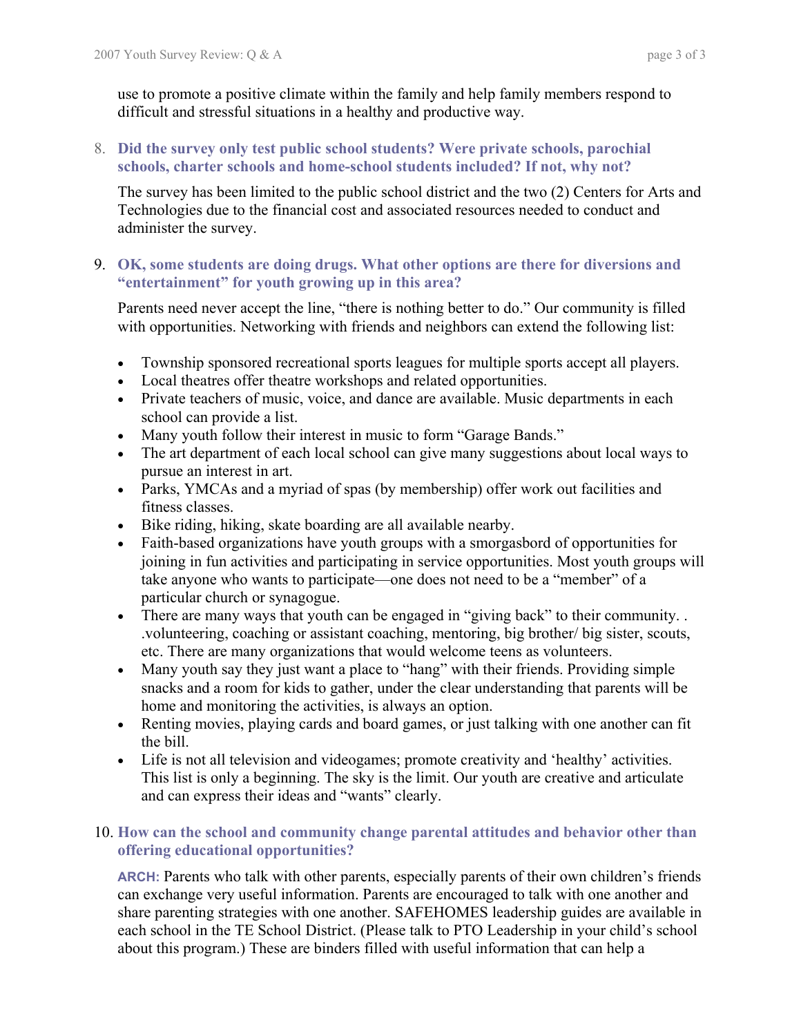use to promote a positive climate within the family and help family members respond to difficult and stressful situations in a healthy and productive way.

8. **Did the survey only test public school students? Were private schools, parochial schools, charter schools and home-school students included? If not, why not?**

   The survey has been limited to the public school district and the two (2) Centers for Arts and Technologies due to the financial cost and associated resources needed to conduct and administer the survey.

9. **OK, some students are doing drugs. What other options are there for diversions and "entertainment" for youth growing up in this area?**

   Parents need never accept the line, "there is nothing better to do." Our community is filled with opportunities. Networking with friends and neighbors can extend the following list:

   - Township sponsored recreational sports leagues for multiple sports accept all players.
   - Local theatres offer theatre workshops and related opportunities.
   - Private teachers of music, voice, and dance are available. Music departments in each school can provide a list.
   - Many youth follow their interest in music to form "Garage Bands."
   - The art department of each local school can give many suggestions about local ways to pursue an interest in art.
   - Parks, YMCAs and a myriad of spas (by membership) offer work out facilities and fitness classes.
   - Bike riding, hiking, skate boarding are all available nearby.
   - Faith-based organizations have youth groups with a smorgasbord of opportunities for joining in fun activities and participating in service opportunities. Most youth groups will take anyone who wants to participate—one does not need to be a "member" of a particular church or synagogue.
   - There are many ways that youth can be engaged in "giving back" to their community. . .volunteering, coaching or assistant coaching, mentoring, big brother/ big sister, scouts, etc. There are many organizations that would welcome teens as volunteers.
   - Many youth say they just want a place to "hang" with their friends. Providing simple snacks and a room for kids to gather, under the clear understanding that parents will be home and monitoring the activities, is always an option.
   - Renting movies, playing cards and board games, or just talking with one another can fit the bill.
   - Life is not all television and videogames; promote creativity and 'healthy' activities. This list is only a beginning. The sky is the limit. Our youth are creative and articulate and can express their ideas and "wants" clearly.

10. **How can the school and community change parental attitudes and behavior other than offering educational opportunities?**

    **ARCH:** Parents who talk with other parents, especially parents of their own children's friends can exchange very useful information. Parents are encouraged to talk with one another and share parenting strategies with one another. SAFEHOMES leadership guides are available in each school in the TE School District. (Please talk to PTO Leadership in your child's school about this program.) These are binders filled with useful information that can help a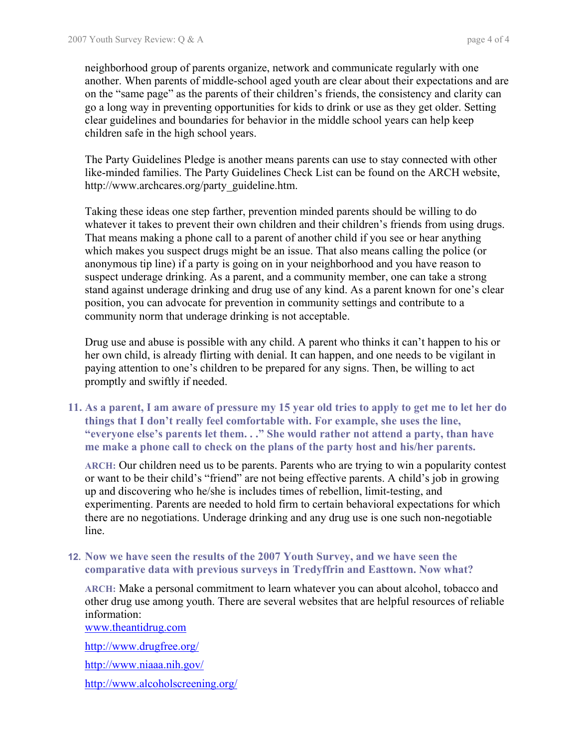neighborhood group of parents organize, network and communicate regularly with one another. When parents of middle-school aged youth are clear about their expectations and are on the "same page" as the parents of their children's friends, the consistency and clarity can go a long way in preventing opportunities for kids to drink or use as they get older. Setting clear guidelines and boundaries for behavior in the middle school years can help keep children safe in the high school years.

The Party Guidelines Pledge is another means parents can use to stay connected with other like-minded families. The Party Guidelines Check List can be found on the ARCH website, http://www.archcares.org/party_guideline.htm.

Taking these ideas one step farther, prevention minded parents should be willing to do whatever it takes to prevent their own children and their children's friends from using drugs. That means making a phone call to a parent of another child if you see or hear anything which makes you suspect drugs might be an issue. That also means calling the police (or anonymous tip line) if a party is going on in your neighborhood and you have reason to suspect underage drinking. As a parent, and a community member, one can take a strong stand against underage drinking and drug use of any kind. As a parent known for one's clear position, you can advocate for prevention in community settings and contribute to a community norm that underage drinking is not acceptable.

Drug use and abuse is possible with any child. A parent who thinks it can't happen to his or her own child, is already flirting with denial. It can happen, and one needs to be vigilant in paying attention to one's children to be prepared for any signs. Then, be willing to act promptly and swiftly if needed.

11. **As a parent, I am aware of pressure my 15 year old tries to apply to get me to let her do things that I don't really feel comfortable with. For example, she uses the line, "everyone else's parents let them. . ." She would rather not attend a party, than have me make a phone call to check on the plans of the party host and his/her parents.**

    **ARCH:** Our children need us to be parents. Parents who are trying to win a popularity contest or want to be their child's "friend" are not being effective parents. A child's job in growing up and discovering who he/she is includes times of rebellion, limit-testing, and experimenting. Parents are needed to hold firm to certain behavioral expectations for which there are no negotiations. Underage drinking and any drug use is one such non-negotiable line.

12. **Now we have seen the results of the 2007 Youth Survey, and we have seen the comparative data with previous surveys in Tredyffrin and Easttown. Now what?**

    **ARCH:** Make a personal commitment to learn whatever you can about alcohol, tobacco and other drug use among youth. There are several websites that are helpful resources of reliable information:

    www.theantidrug.com

    http://www.drugfree.org/

    http://www.niaaa.nih.gov/

    http://www.alcoholscreening.org/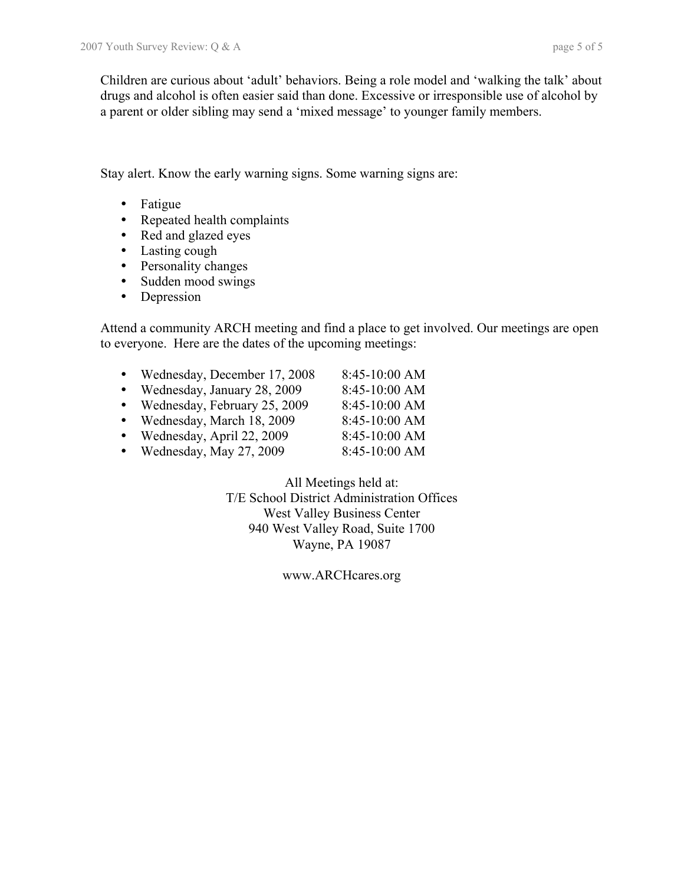Children are curious about 'adult' behaviors. Being a role model and 'walking the talk' about drugs and alcohol is often easier said than done. Excessive or irresponsible use of alcohol by a parent or older sibling may send a 'mixed message' to younger family members.

Stay alert. Know the early warning signs. Some warning signs are:

- Fatigue
- Repeated health complaints
- Red and glazed eyes
- Lasting cough
- Personality changes
- Sudden mood swings
- Depression

Attend a community ARCH meeting and find a place to get involved. Our meetings are open to everyone. Here are the dates of the upcoming meetings:

- Wednesday, December 17, 2008 8:45-10:00 AM
- Wednesday, January 28, 2009 8:45-10:00 AM
- Wednesday, February 25, 2009 8:45-10:00 AM
- Wednesday, March 18, 2009 8:45-10:00 AM
- Wednesday, April 22, 2009 8:45-10:00 AM
- Wednesday, May 27, 2009 8:45-10:00 AM

All Meetings held at:
T/E School District Administration Offices
West Valley Business Center
940 West Valley Road, Suite 1700
Wayne, PA 19087

www.ARCHcares.org